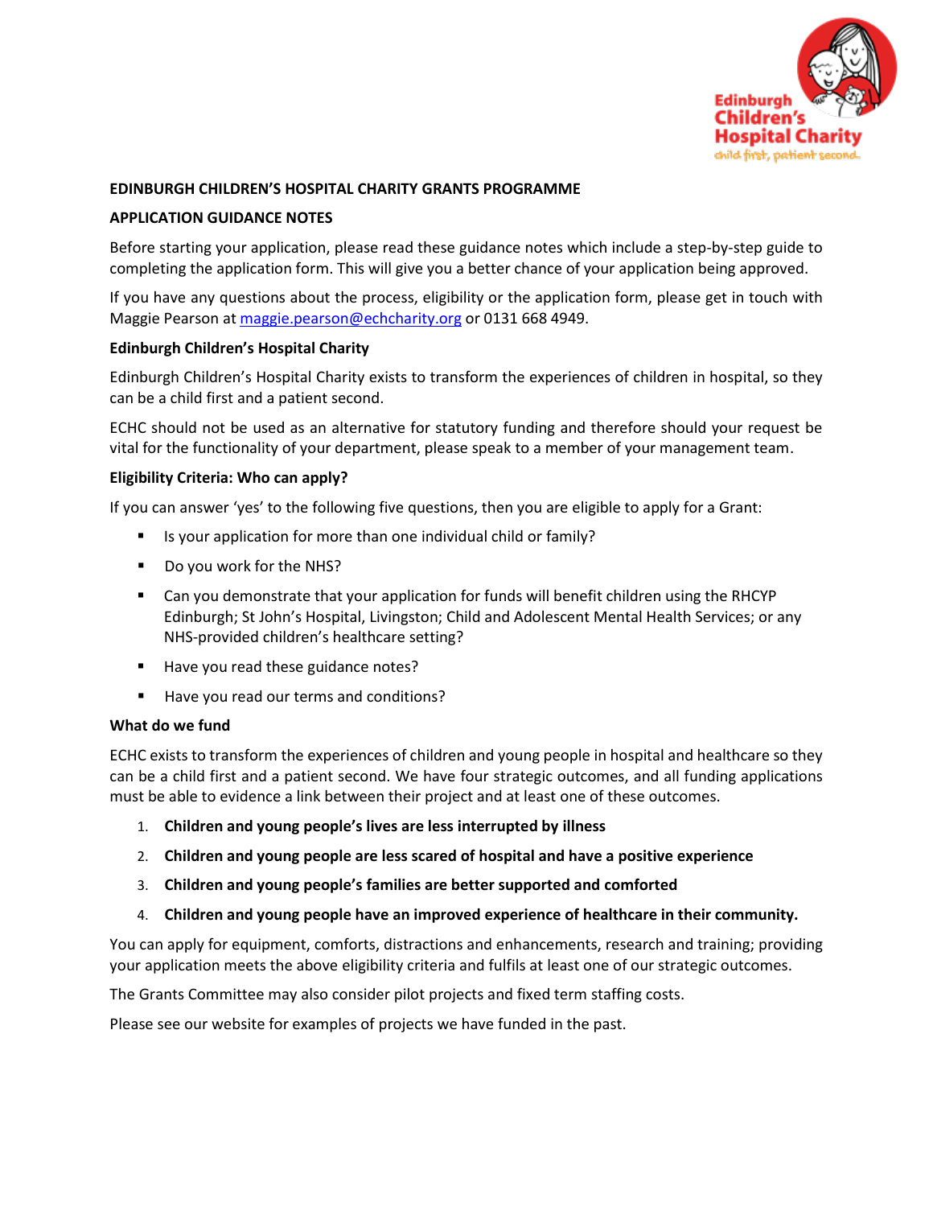# EDINBURGH CHILDREN'S HOSPITAL CHARITY GRANTS PROGRAMME

## APPLICATION GUIDANCE NOTES

Before starting your application, please read these guidance notes which include a step-by-step guide to completing the application form. This will give you a better chance of your application being approved.

If you have any questions about the process, eligibility or the application form, please get in touch with Maggie Pearson at maggie.pearson@echcharity.org or 0131 668 4949.

### Edinburgh Children's Hospital Charity

Edinburgh Children's Hospital Charity exists to transform the experiences of children in hospital, so they can be a child first and a patient second.

ECHC should not be used as an alternative for statutory funding and therefore should your request be vital for the functionality of your department, please speak to a member of your management team.

### Eligibility Criteria: Who can apply?

If you can answer 'yes' to the following five questions, then you are eligible to apply for a Grant:

- Is your application for more than one individual child or family?
- Do you work for the NHS?
- Can you demonstrate that your application for funds will benefit children using the RHCYP Edinburgh; St John's Hospital, Livingston; Child and Adolescent Mental Health Services; or any NHS-provided children's healthcare setting?
- Have you read these guidance notes?
- Have you read our terms and conditions?

### What do we fund

ECHC exists to transform the experiences of children and young people in hospital and healthcare so they can be a child first and a patient second. We have four strategic outcomes, and all funding applications must be able to evidence a link between their project and at least one of these outcomes.

1. **Children and young people's lives are less interrupted by illness**
2. **Children and young people are less scared of hospital and have a positive experience**
3. **Children and young people's families are better supported and comforted**
4. **Children and young people have an improved experience of healthcare in their community.**

You can apply for equipment, comforts, distractions and enhancements, research and training; providing your application meets the above eligibility criteria and fulfils at least one of our strategic outcomes.

The Grants Committee may also consider pilot projects and fixed term staffing costs.

Please see our website for examples of projects we have funded in the past.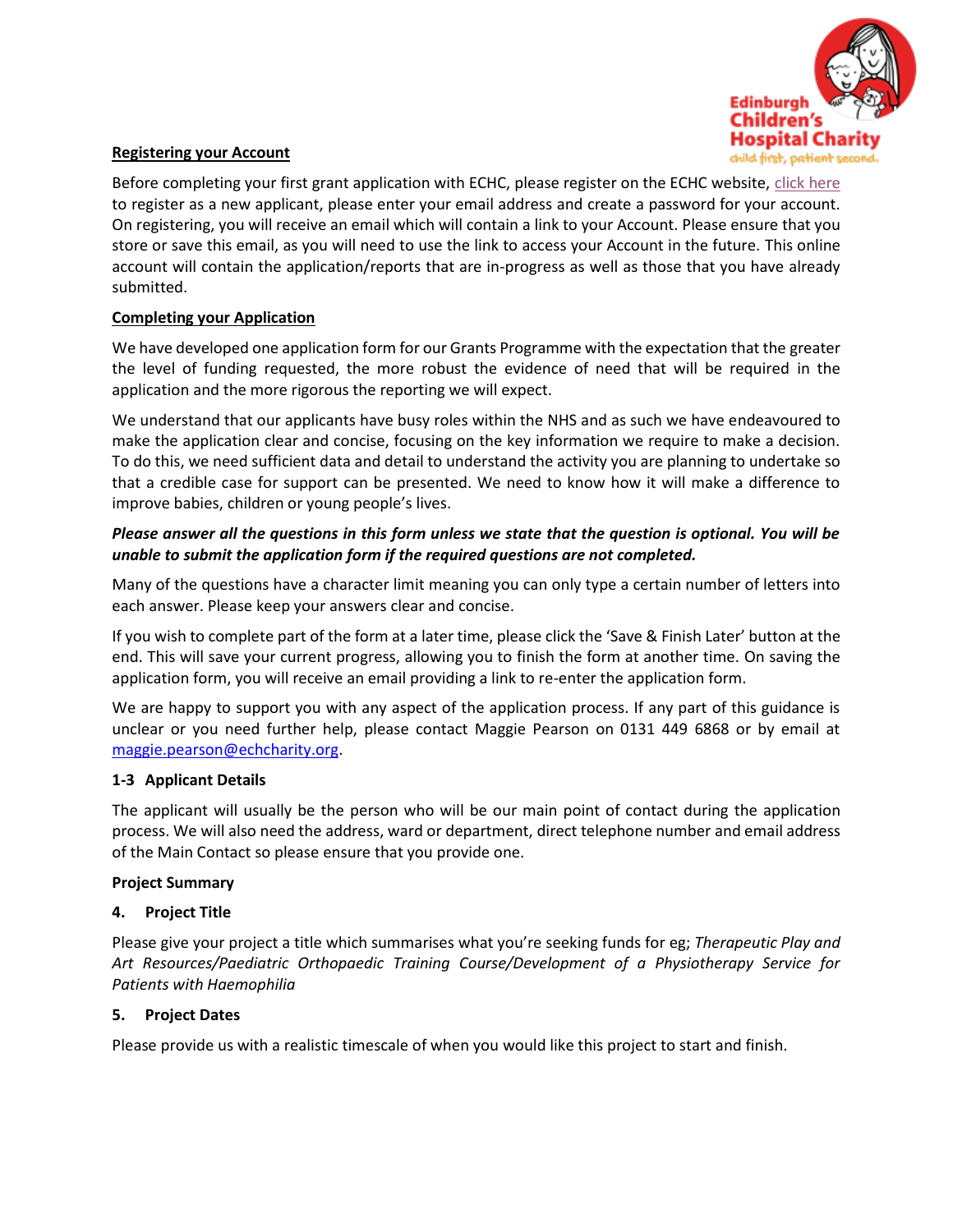**Registering your Account**

Before completing your first grant application with ECHC, please register on the ECHC website, click here to register as a new applicant, please enter your email address and create a password for your account. On registering, you will receive an email which will contain a link to your Account. Please ensure that you store or save this email, as you will need to use the link to access your Account in the future. This online account will contain the application/reports that are in-progress as well as those that you have already submitted.

**Completing your Application**

We have developed one application form for our Grants Programme with the expectation that the greater the level of funding requested, the more robust the evidence of need that will be required in the application and the more rigorous the reporting we will expect.

We understand that our applicants have busy roles within the NHS and as such we have endeavoured to make the application clear and concise, focusing on the key information we require to make a decision. To do this, we need sufficient data and detail to understand the activity you are planning to undertake so that a credible case for support can be presented. We need to know how it will make a difference to improve babies, children or young people's lives.

***Please answer all the questions in this form unless we state that the question is optional. You will be unable to submit the application form if the required questions are not completed.***

Many of the questions have a character limit meaning you can only type a certain number of letters into each answer. Please keep your answers clear and concise.

If you wish to complete part of the form at a later time, please click the 'Save & Finish Later' button at the end. This will save your current progress, allowing you to finish the form at another time. On saving the application form, you will receive an email providing a link to re-enter the application form.

We are happy to support you with any aspect of the application process. If any part of this guidance is unclear or you need further help, please contact Maggie Pearson on 0131 449 6868 or by email at maggie.pearson@echcharity.org.

**1-3 Applicant Details**

The applicant will usually be the person who will be our main point of contact during the application process. We will also need the address, ward or department, direct telephone number and email address of the Main Contact so please ensure that you provide one.

**Project Summary**

**4. Project Title**

Please give your project a title which summarises what you're seeking funds for eg; *Therapeutic Play and Art Resources/Paediatric Orthopaedic Training Course/Development of a Physiotherapy Service for Patients with Haemophilia*

**5. Project Dates**

Please provide us with a realistic timescale of when you would like this project to start and finish.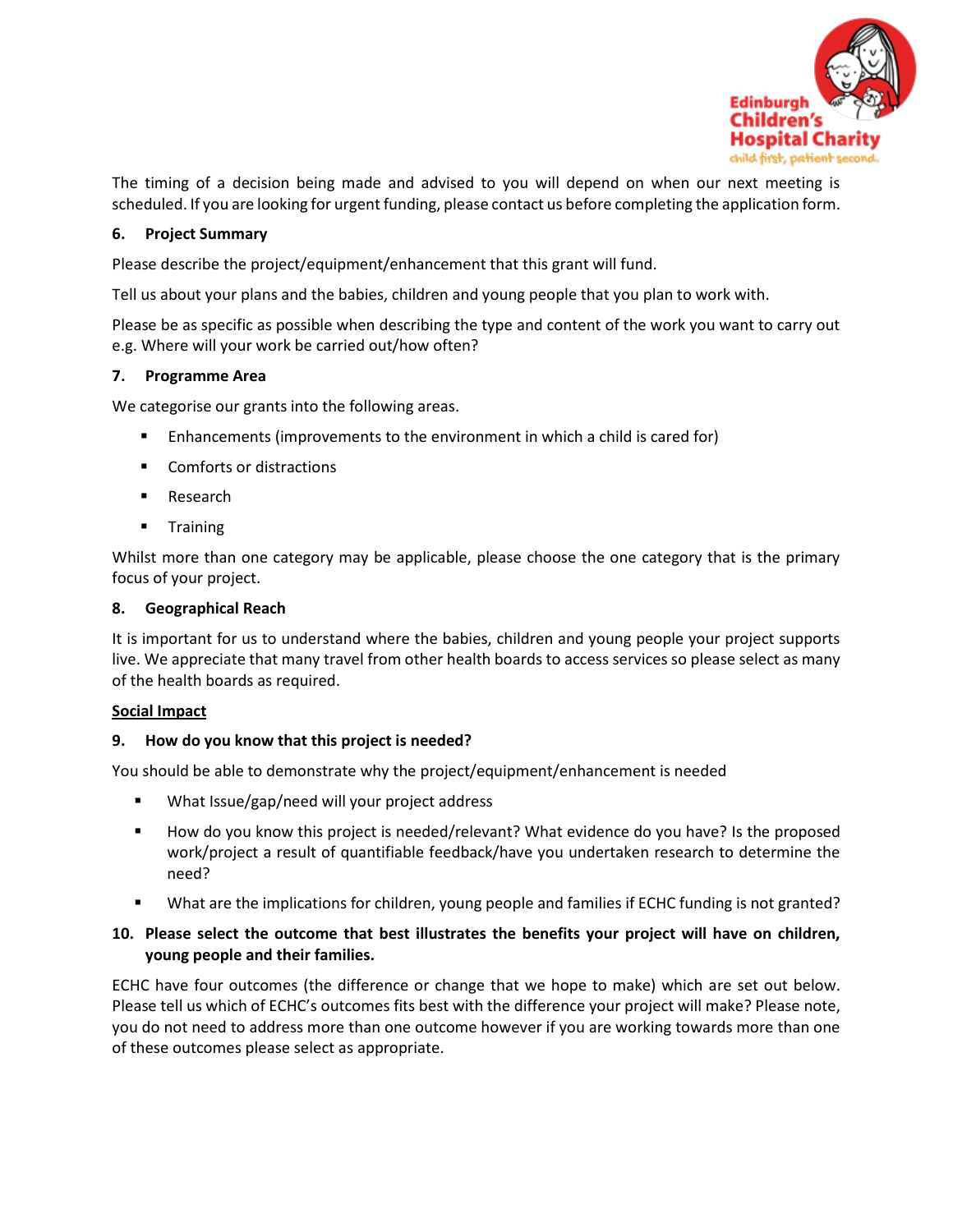The timing of a decision being made and advised to you will depend on when our next meeting is scheduled. If you are looking for urgent funding, please contact us before completing the application form.

**6. Project Summary**

Please describe the project/equipment/enhancement that this grant will fund.

Tell us about your plans and the babies, children and young people that you plan to work with.

Please be as specific as possible when describing the type and content of the work you want to carry out e.g. Where will your work be carried out/how often?

**7. Programme Area**

We categorise our grants into the following areas.

- Enhancements (improvements to the environment in which a child is cared for)
- Comforts or distractions
- Research
- Training

Whilst more than one category may be applicable, please choose the one category that is the primary focus of your project.

**8. Geographical Reach**

It is important for us to understand where the babies, children and young people your project supports live. We appreciate that many travel from other health boards to access services so please select as many of the health boards as required.

**<u>Social Impact</u>**

**9. How do you know that this project is needed?**

You should be able to demonstrate why the project/equipment/enhancement is needed

- What Issue/gap/need will your project address
- How do you know this project is needed/relevant? What evidence do you have? Is the proposed work/project a result of quantifiable feedback/have you undertaken research to determine the need?
- What are the implications for children, young people and families if ECHC funding is not granted?

**10. Please select the outcome that best illustrates the benefits your project will have on children, young people and their families.**

ECHC have four outcomes (the difference or change that we hope to make) which are set out below. Please tell us which of ECHC's outcomes fits best with the difference your project will make? Please note, you do not need to address more than one outcome however if you are working towards more than one of these outcomes please select as appropriate.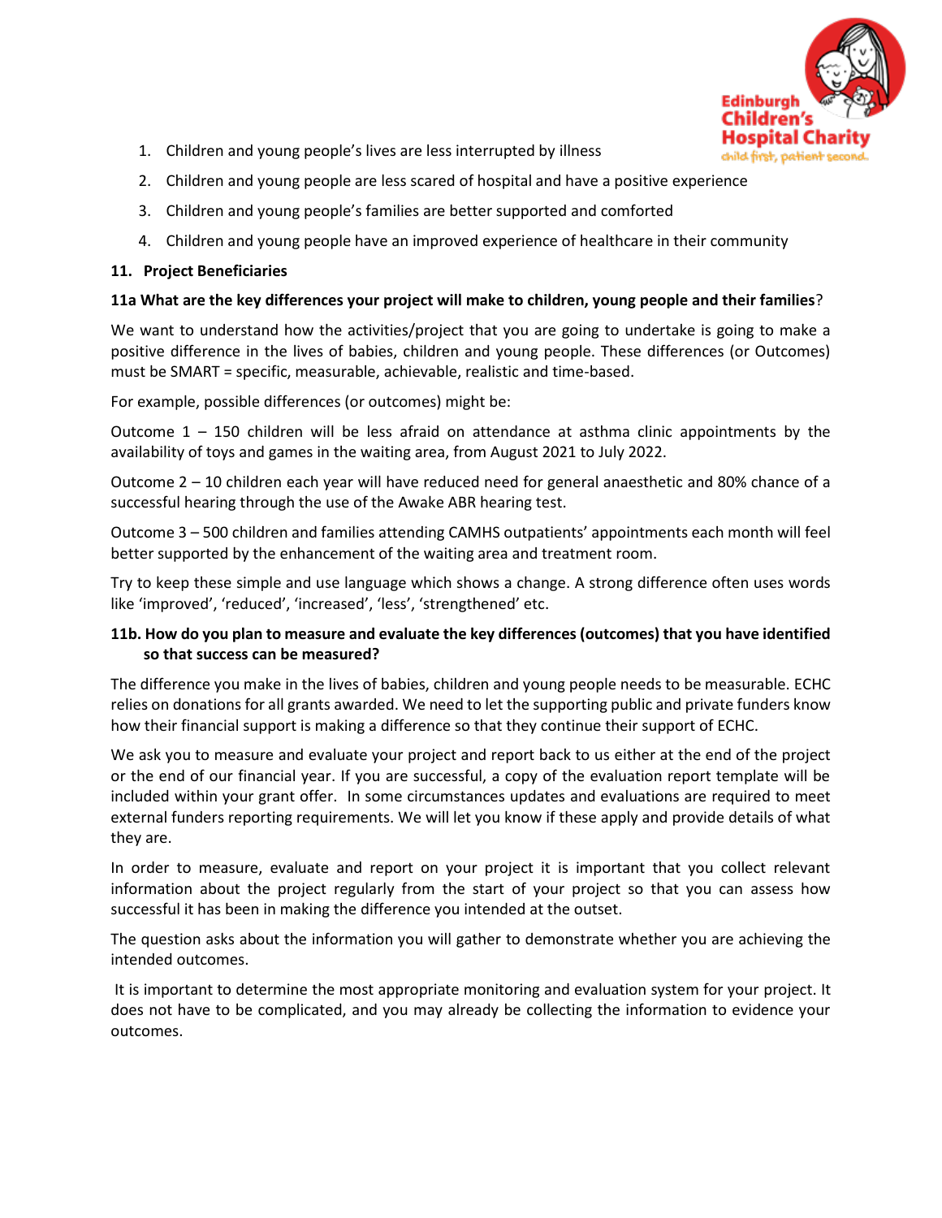1. Children and young people's lives are less interrupted by illness
2. Children and young people are less scared of hospital and have a positive experience
3. Children and young people's families are better supported and comforted
4. Children and young people have an improved experience of healthcare in their community

**11. Project Beneficiaries**

**11a What are the key differences your project will make to children, young people and their families**?

We want to understand how the activities/project that you are going to undertake is going to make a positive difference in the lives of babies, children and young people. These differences (or Outcomes) must be SMART = specific, measurable, achievable, realistic and time-based.

For example, possible differences (or outcomes) might be:

Outcome 1 – 150 children will be less afraid on attendance at asthma clinic appointments by the availability of toys and games in the waiting area, from August 2021 to July 2022.

Outcome 2 – 10 children each year will have reduced need for general anaesthetic and 80% chance of a successful hearing through the use of the Awake ABR hearing test.

Outcome 3 – 500 children and families attending CAMHS outpatients' appointments each month will feel better supported by the enhancement of the waiting area and treatment room.

Try to keep these simple and use language which shows a change. A strong difference often uses words like 'improved', 'reduced', 'increased', 'less', 'strengthened' etc.

**11b. How do you plan to measure and evaluate the key differences (outcomes) that you have identified so that success can be measured?**

The difference you make in the lives of babies, children and young people needs to be measurable. ECHC relies on donations for all grants awarded. We need to let the supporting public and private funders know how their financial support is making a difference so that they continue their support of ECHC.

We ask you to measure and evaluate your project and report back to us either at the end of the project or the end of our financial year. If you are successful, a copy of the evaluation report template will be included within your grant offer. In some circumstances updates and evaluations are required to meet external funders reporting requirements. We will let you know if these apply and provide details of what they are.

In order to measure, evaluate and report on your project it is important that you collect relevant information about the project regularly from the start of your project so that you can assess how successful it has been in making the difference you intended at the outset.

The question asks about the information you will gather to demonstrate whether you are achieving the intended outcomes.

It is important to determine the most appropriate monitoring and evaluation system for your project. It does not have to be complicated, and you may already be collecting the information to evidence your outcomes.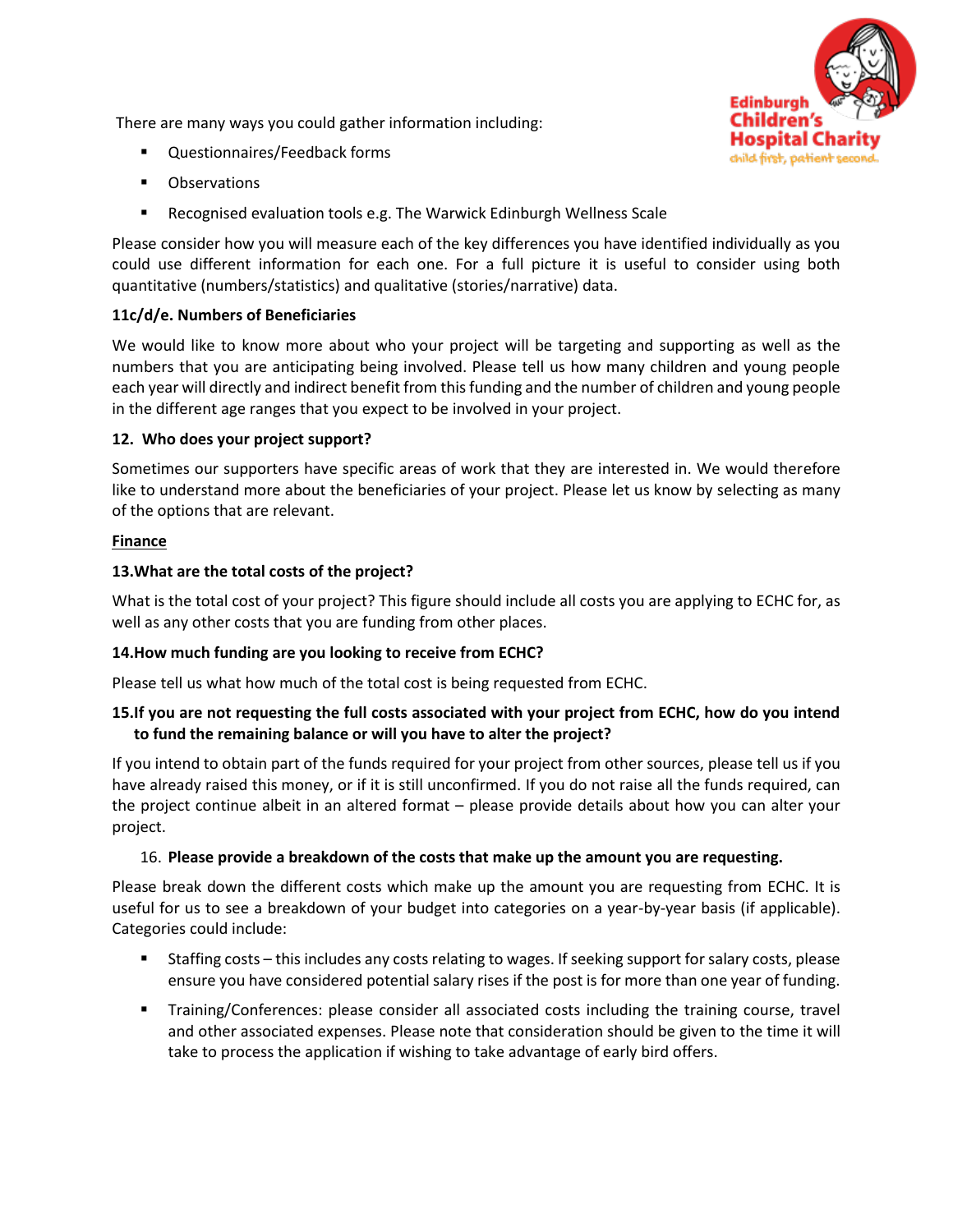There are many ways you could gather information including:

- Questionnaires/Feedback forms
- Observations
- Recognised evaluation tools e.g. The Warwick Edinburgh Wellness Scale

Please consider how you will measure each of the key differences you have identified individually as you could use different information for each one. For a full picture it is useful to consider using both quantitative (numbers/statistics) and qualitative (stories/narrative) data.

**11c/d/e. Numbers of Beneficiaries**

We would like to know more about who your project will be targeting and supporting as well as the numbers that you are anticipating being involved. Please tell us how many children and young people each year will directly and indirect benefit from this funding and the number of children and young people in the different age ranges that you expect to be involved in your project.

**12. Who does your project support?**

Sometimes our supporters have specific areas of work that they are interested in. We would therefore like to understand more about the beneficiaries of your project. Please let us know by selecting as many of the options that are relevant.

**Finance**

**13.What are the total costs of the project?**

What is the total cost of your project? This figure should include all costs you are applying to ECHC for, as well as any other costs that you are funding from other places.

**14.How much funding are you looking to receive from ECHC?**

Please tell us what how much of the total cost is being requested from ECHC.

**15.If you are not requesting the full costs associated with your project from ECHC, how do you intend to fund the remaining balance or will you have to alter the project?**

If you intend to obtain part of the funds required for your project from other sources, please tell us if you have already raised this money, or if it is still unconfirmed. If you do not raise all the funds required, can the project continue albeit in an altered format – please provide details about how you can alter your project.

16. **Please provide a breakdown of the costs that make up the amount you are requesting.**

Please break down the different costs which make up the amount you are requesting from ECHC. It is useful for us to see a breakdown of your budget into categories on a year-by-year basis (if applicable). Categories could include:

- Staffing costs – this includes any costs relating to wages. If seeking support for salary costs, please ensure you have considered potential salary rises if the post is for more than one year of funding.
- Training/Conferences: please consider all associated costs including the training course, travel and other associated expenses. Please note that consideration should be given to the time it will take to process the application if wishing to take advantage of early bird offers.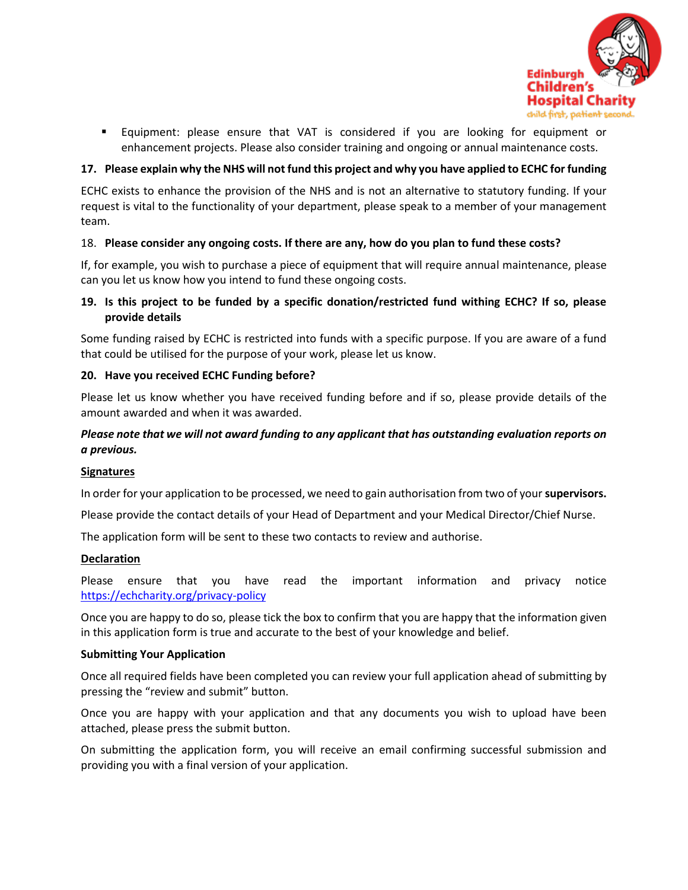- Equipment: please ensure that VAT is considered if you are looking for equipment or enhancement projects. Please also consider training and ongoing or annual maintenance costs.

**17. Please explain why the NHS will not fund this project and why you have applied to ECHC for funding**

ECHC exists to enhance the provision of the NHS and is not an alternative to statutory funding. If your request is vital to the functionality of your department, please speak to a member of your management team.

18. **Please consider any ongoing costs. If there are any, how do you plan to fund these costs?**

If, for example, you wish to purchase a piece of equipment that will require annual maintenance, please can you let us know how you intend to fund these ongoing costs.

**19. Is this project to be funded by a specific donation/restricted fund withing ECHC? If so, please provide details**

Some funding raised by ECHC is restricted into funds with a specific purpose. If you are aware of a fund that could be utilised for the purpose of your work, please let us know.

**20. Have you received ECHC Funding before?**

Please let us know whether you have received funding before and if so, please provide details of the amount awarded and when it was awarded.

***Please note that we will not award funding to any applicant that has outstanding evaluation reports on a previous.***

**Signatures**

In order for your application to be processed, we need to gain authorisation from two of your **supervisors.**

Please provide the contact details of your Head of Department and your Medical Director/Chief Nurse.

The application form will be sent to these two contacts to review and authorise.

**Declaration**

Please ensure that you have read the important information and privacy notice https://echcharity.org/privacy-policy

Once you are happy to do so, please tick the box to confirm that you are happy that the information given in this application form is true and accurate to the best of your knowledge and belief.

**Submitting Your Application**

Once all required fields have been completed you can review your full application ahead of submitting by pressing the "review and submit" button.

Once you are happy with your application and that any documents you wish to upload have been attached, please press the submit button.

On submitting the application form, you will receive an email confirming successful submission and providing you with a final version of your application.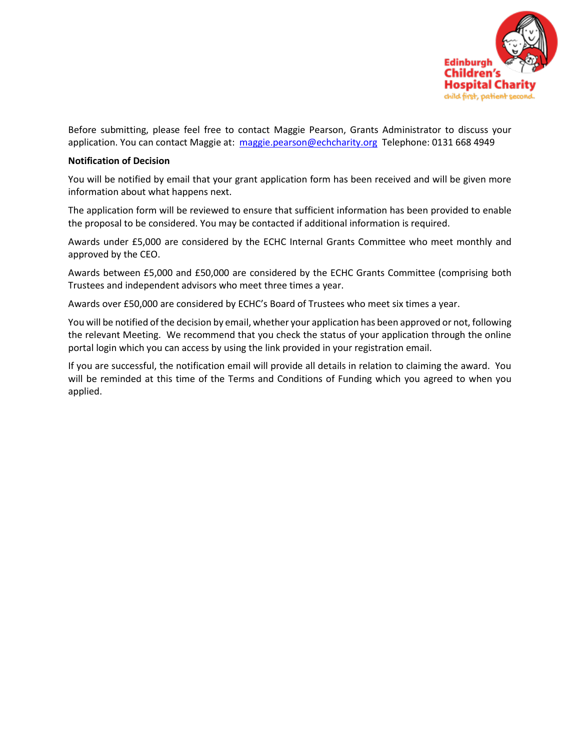Before submitting, please feel free to contact Maggie Pearson, Grants Administrator to discuss your application. You can contact Maggie at: [maggie.pearson@echcharity.org](mailto:maggie.pearson@echcharity.org) Telephone: 0131 668 4949

**Notification of Decision**

You will be notified by email that your grant application form has been received and will be given more information about what happens next.

The application form will be reviewed to ensure that sufficient information has been provided to enable the proposal to be considered. You may be contacted if additional information is required.

Awards under £5,000 are considered by the ECHC Internal Grants Committee who meet monthly and approved by the CEO.

Awards between £5,000 and £50,000 are considered by the ECHC Grants Committee (comprising both Trustees and independent advisors who meet three times a year.

Awards over £50,000 are considered by ECHC's Board of Trustees who meet six times a year.

You will be notified of the decision by email, whether your application has been approved or not, following the relevant Meeting. We recommend that you check the status of your application through the online portal login which you can access by using the link provided in your registration email.

If you are successful, the notification email will provide all details in relation to claiming the award. You will be reminded at this time of the Terms and Conditions of Funding which you agreed to when you applied.